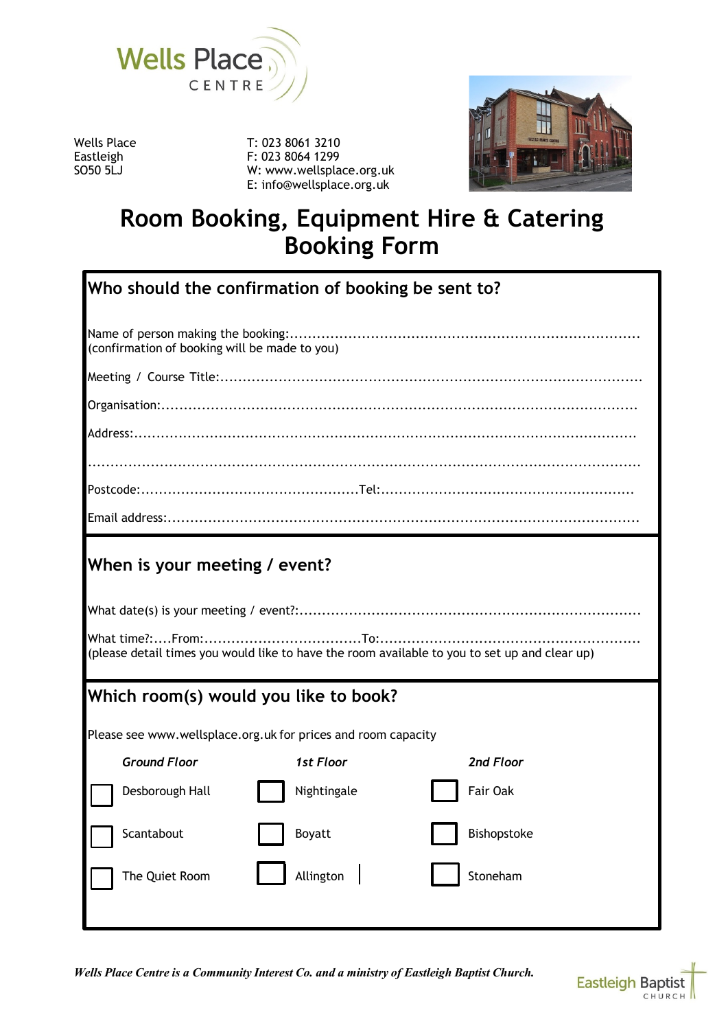Wells Place
CENTRE

Wells Place
Eastleigh
SO50 5LJ

T: 023 8061 3210
F: 023 8064 1299
W: www.wellsplace.org.uk
E: info@wellsplace.org.uk

# Room Booking, Equipment Hire & Catering Booking Form

## Who should the confirmation of booking be sent to?

Name of person making the booking:..............................................................................
(confirmation of booking will be made to you)

Meeting / Course Title:.............................................................................................

Organisation:.........................................................................................................

Address:...............................................................................................................

.........................................................................................................................

Postcode:................................................Tel:........................................................

Email address:........................................................................................................

## When is your meeting / event?

What date(s) is your meeting / event?:...........................................................................

What time?:....From:..................................To:.........................................................
(please detail times you would like to have the room available to you to set up and clear up)

## Which room(s) would you like to book?

Please see www.wellsplace.org.uk for prices and room capacity

| *Ground Floor* | *1st Floor* | *2nd Floor* |
|---|---|---|
| ☐ Desborough Hall | ☐ Nightingale | ☐ Fair Oak |
| ☐ Scantabout | ☐ Boyatt | ☐ Bishopstoke |
| ☐ The Quiet Room | ☐ Allington | ☐ Stoneham |

*Wells Place Centre is a Community Interest Co. and a ministry of Eastleigh Baptist Church.*

Eastleigh Baptist CHURCH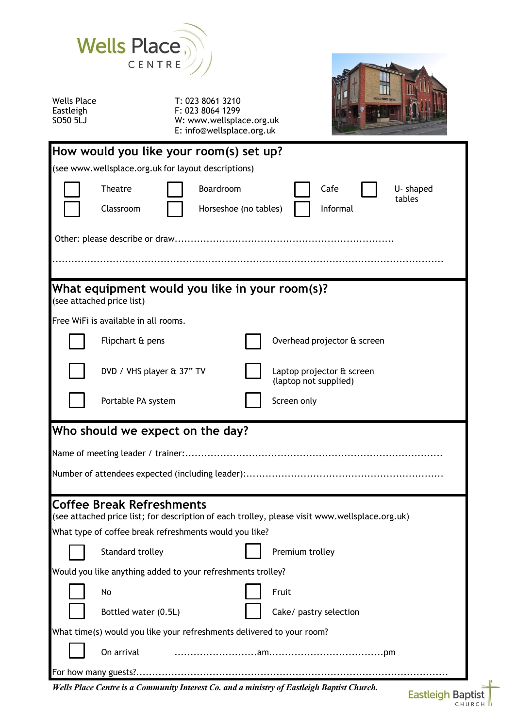Wells Place CENTRE

Wells Place
Eastleigh
SO50 5LJ

T: 023 8061 3210
F: 023 8064 1299
W: www.wellsplace.org.uk
E: info@wellsplace.org.uk

## How would you like your room(s) set up?

(see www.wellsplace.org.uk for layout descriptions)

- ☐ Theatre
- ☐ Boardroom
- ☐ Cafe
- ☐ U- shaped tables
- ☐ Classroom
- ☐ Horseshoe (no tables)
- ☐ Informal

Other: please describe or draw....................................................................

..............................................................................................................................

## What equipment would you like in your room(s)?

(see attached price list)

Free WiFi is available in all rooms.

- ☐ Flipchart & pens
- ☐ Overhead projector & screen
- ☐ DVD / VHS player & 37" TV
- ☐ Laptop projector & screen (laptop not supplied)
- ☐ Portable PA system
- ☐ Screen only

## Who should we expect on the day?

Name of meeting leader / trainer:..................................................................................

Number of attendees expected (including leader):..............................................................

## Coffee Break Refreshments

(see attached price list; for description of each trolley, please visit www.wellsplace.org.uk)

What type of coffee break refreshments would you like?

- ☐ Standard trolley
- ☐ Premium trolley

Would you like anything added to your refreshments trolley?

- ☐ No
- ☐ Fruit
- ☐ Bottled water (0.5L)
- ☐ Cake/ pastry selection

What time(s) would you like your refreshments delivered to your room?

- ☐ On arrival ..........................am...................................pm

For how many guests?..................................................................................................

*Wells Place Centre is a Community Interest Co. and a ministry of Eastleigh Baptist Church.*

Eastleigh Baptist CHURCH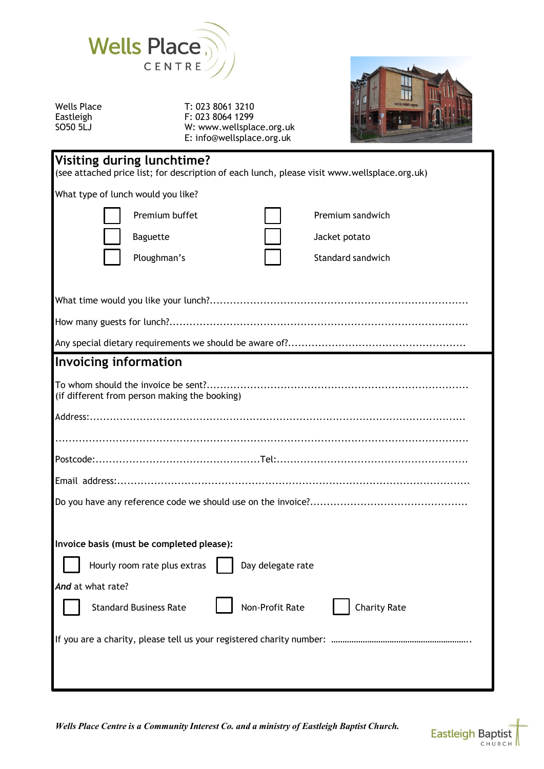Wells Place CENTRE

Wells Place
Eastleigh
SO50 5LJ

T: 023 8061 3210
F: 023 8064 1299
W: www.wellsplace.org.uk
E: info@wellsplace.org.uk

## Visiting during lunchtime?

(see attached price list; for description of each lunch, please visit www.wellsplace.org.uk)

What type of lunch would you like?

- ☐ Premium buffet
- ☐ Premium sandwich
- ☐ Baguette
- ☐ Jacket potato
- ☐ Ploughman's
- ☐ Standard sandwich

What time would you like your lunch?..........................................................................

How many guests for lunch?.....................................................................................

Any special dietary requirements we should be aware of?..................................................

## Invoicing information

To whom should the invoice be sent?.........................................................................
(if different from person making the booking)

Address:.................................................................................................................

............................................................................................................................

Postcode:................................................Tel:.......................................................

Email address:........................................................................................................

Do you have any reference code we should use on the invoice?...........................................

**Invoice basis (must be completed please):**

- ☐ Hourly room rate plus extras
- ☐ Day delegate rate

***And*** at what rate?

- ☐ Standard Business Rate
- ☐ Non-Profit Rate
- ☐ Charity Rate

If you are a charity, please tell us your registered charity number: ..............................................................

***Wells Place Centre is a Community Interest Co. and a ministry of Eastleigh Baptist Church.***

Eastleigh Baptist CHURCH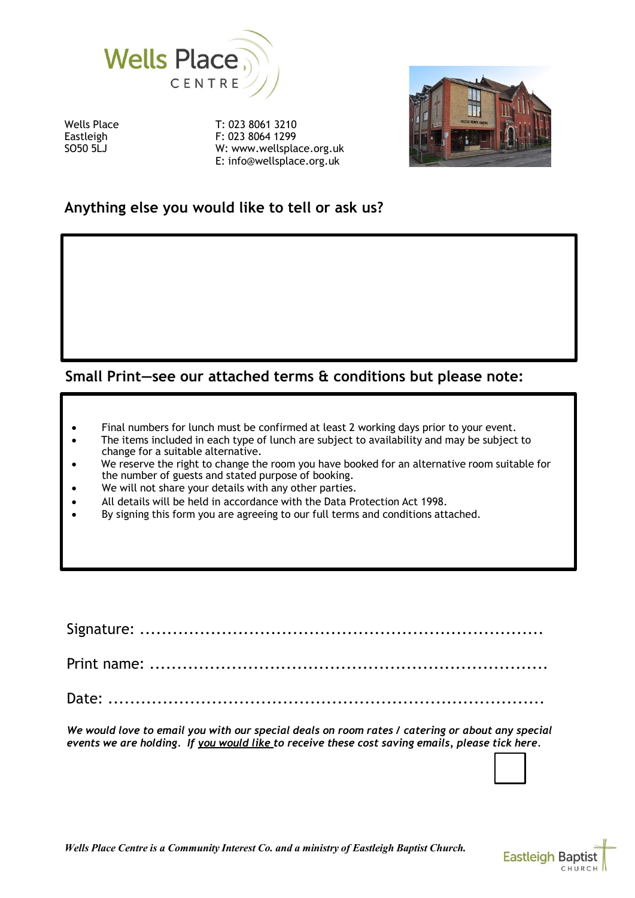# Wells Place CENTRE

Wells Place
Eastleigh
SO50 5LJ

T: 023 8061 3210
F: 023 8064 1299
W: www.wellsplace.org.uk
E: info@wellsplace.org.uk

## Anything else you would like to tell or ask us?

## Small Print—see our attached terms & conditions but please note:

- Final numbers for lunch must be confirmed at least 2 working days prior to your event.
- The items included in each type of lunch are subject to availability and may be subject to change for a suitable alternative.
- We reserve the right to change the room you have booked for an alternative room suitable for the number of guests and stated purpose of booking.
- We will not share your details with any other parties.
- All details will be held in accordance with the Data Protection Act 1998.
- By signing this form you are agreeing to our full terms and conditions attached.

Signature: ..........................................................................

Print name: ..........................................................................

Date: ..........................................................................

***We would love to email you with our special deals on room rates / catering or about any special events we are holding. If you would like to receive these cost saving emails, please tick here.***

☐

***Wells Place Centre is a Community Interest Co. and a ministry of Eastleigh Baptist Church.***

Eastleigh Baptist CHURCH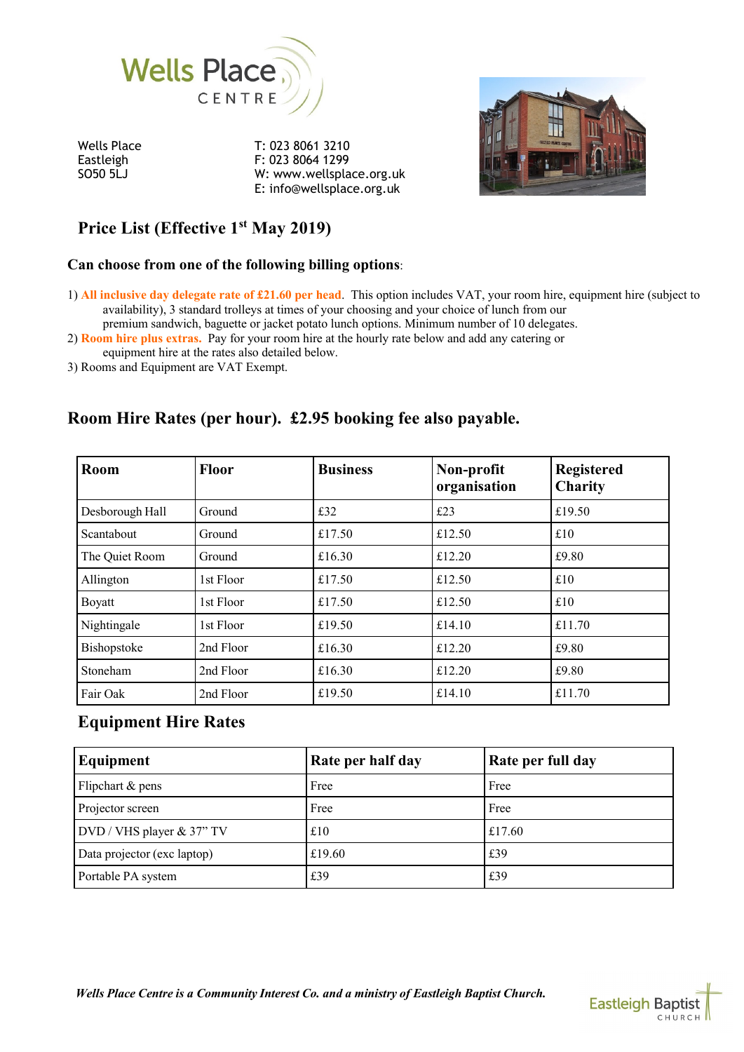Wells Place
CENTRE

Wells Place
Eastleigh
SO50 5LJ

T: 023 8061 3210
F: 023 8064 1299
W: www.wellsplace.org.uk
E: info@wellsplace.org.uk

## Price List (Effective 1st May 2019)

### Can choose from one of the following billing options:

1) **All inclusive day delegate rate of £21.60 per head**. This option includes VAT, your room hire, equipment hire (subject to availability), 3 standard trolleys at times of your choosing and your choice of lunch from our premium sandwich, baguette or jacket potato lunch options. Minimum number of 10 delegates.
2) **Room hire plus extras.** Pay for your room hire at the hourly rate below and add any catering or equipment hire at the rates also detailed below.
3) Rooms and Equipment are VAT Exempt.

## Room Hire Rates (per hour). £2.95 booking fee also payable.

| Room | Floor | Business | Non-profit organisation | Registered Charity |
|---|---|---|---|---|
| Desborough Hall | Ground | £32 | £23 | £19.50 |
| Scantabout | Ground | £17.50 | £12.50 | £10 |
| The Quiet Room | Ground | £16.30 | £12.20 | £9.80 |
| Allington | 1st Floor | £17.50 | £12.50 | £10 |
| Boyatt | 1st Floor | £17.50 | £12.50 | £10 |
| Nightingale | 1st Floor | £19.50 | £14.10 | £11.70 |
| Bishopstoke | 2nd Floor | £16.30 | £12.20 | £9.80 |
| Stoneham | 2nd Floor | £16.30 | £12.20 | £9.80 |
| Fair Oak | 2nd Floor | £19.50 | £14.10 | £11.70 |

## Equipment Hire Rates

| Equipment | Rate per half day | Rate per full day |
|---|---|---|
| Flipchart & pens | Free | Free |
| Projector screen | Free | Free |
| DVD / VHS player & 37" TV | £10 | £17.60 |
| Data projector (exc laptop) | £19.60 | £39 |
| Portable PA system | £39 | £39 |

***Wells Place Centre is a Community Interest Co. and a ministry of Eastleigh Baptist Church.***

Eastleigh Baptist
CHURCH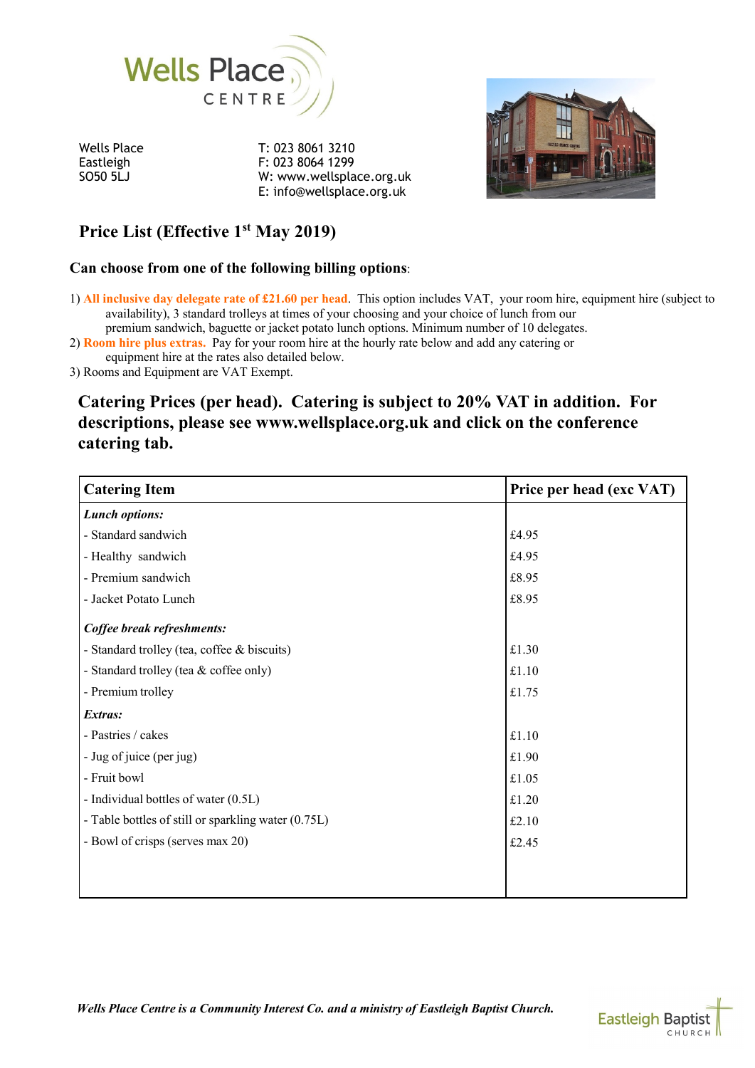Wells Place
CENTRE

Wells Place
Eastleigh
SO50 5LJ

T: 023 8061 3210
F: 023 8064 1299
W: www.wellsplace.org.uk
E: info@wellsplace.org.uk

## Price List (Effective 1st May 2019)

### Can choose from one of the following billing options:

1) **All inclusive day delegate rate of £21.60 per head**. This option includes VAT, your room hire, equipment hire (subject to availability), 3 standard trolleys at times of your choosing and your choice of lunch from our premium sandwich, baguette or jacket potato lunch options. Minimum number of 10 delegates.
2) **Room hire plus extras.** Pay for your room hire at the hourly rate below and add any catering or equipment hire at the rates also detailed below.
3) Rooms and Equipment are VAT Exempt.

## Catering Prices (per head). Catering is subject to 20% VAT in addition. For descriptions, please see www.wellsplace.org.uk and click on the conference catering tab.

| Catering Item | Price per head (exc VAT) |
|---|---|
| ***Lunch options:*** | |
| - Standard sandwich | £4.95 |
| - Healthy sandwich | £4.95 |
| - Premium sandwich | £8.95 |
| - Jacket Potato Lunch | £8.95 |
| ***Coffee break refreshments:*** | |
| - Standard trolley (tea, coffee & biscuits) | £1.30 |
| - Standard trolley (tea & coffee only) | £1.10 |
| - Premium trolley | £1.75 |
| ***Extras:*** | |
| - Pastries / cakes | £1.10 |
| - Jug of juice (per jug) | £1.90 |
| - Fruit bowl | £1.05 |
| - Individual bottles of water (0.5L) | £1.20 |
| - Table bottles of still or sparkling water (0.75L) | £2.10 |
| - Bowl of crisps (serves max 20) | £2.45 |

***Wells Place Centre is a Community Interest Co. and a ministry of Eastleigh Baptist Church.***

Eastleigh Baptist
CHURCH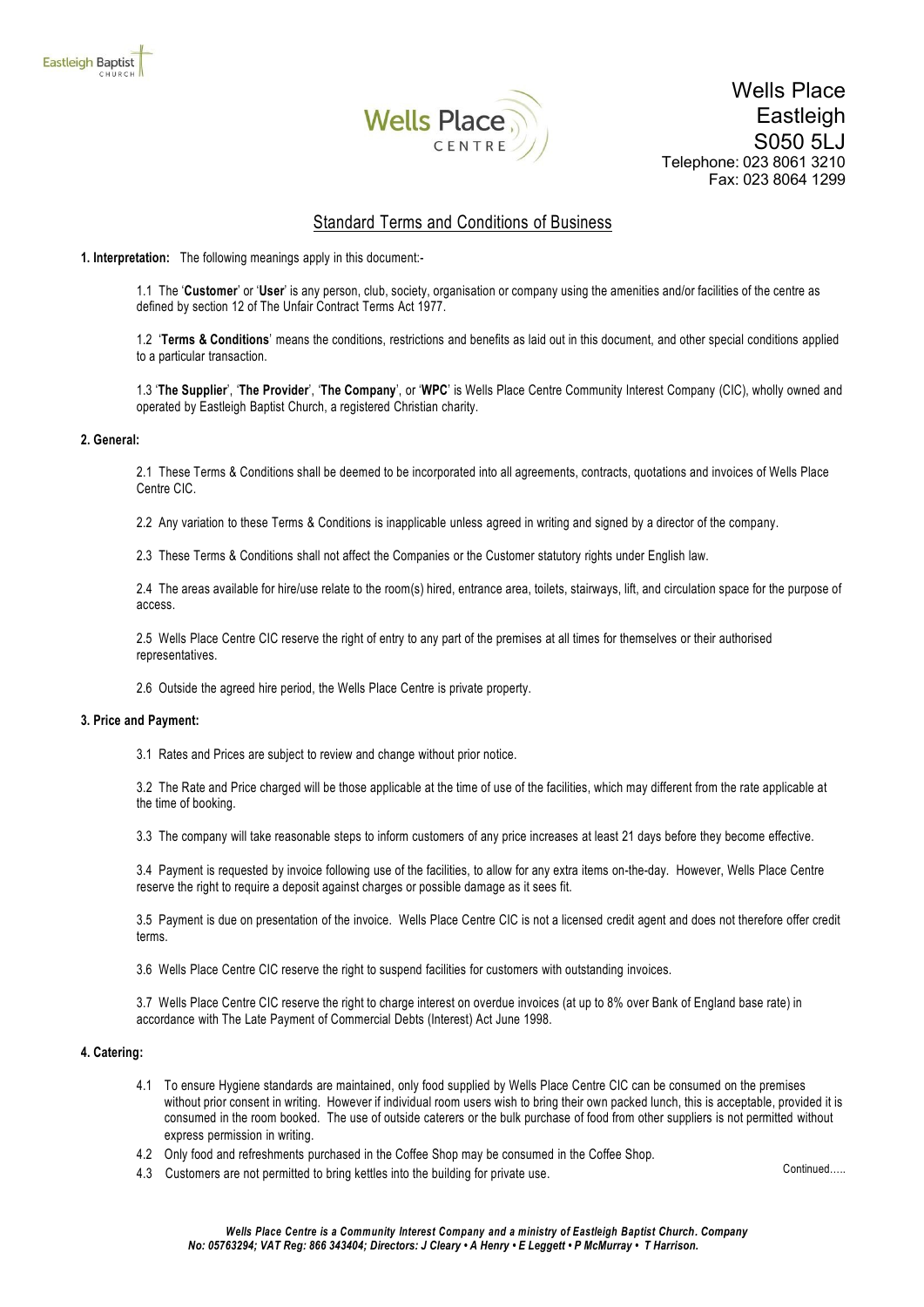Wells Place
Eastleigh
S050 5LJ
Telephone: 023 8061 3210
Fax: 023 8064 1299

## Standard Terms and Conditions of Business

**1. Interpretation:** The following meanings apply in this document:-

1.1 The '**Customer**' or '**User**' is any person, club, society, organisation or company using the amenities and/or facilities of the centre as defined by section 12 of The Unfair Contract Terms Act 1977.

1.2 '**Terms & Conditions**' means the conditions, restrictions and benefits as laid out in this document, and other special conditions applied to a particular transaction.

1.3 '**The Supplier**', '**The Provider**', '**The Company**', or '**WPC**' is Wells Place Centre Community Interest Company (CIC), wholly owned and operated by Eastleigh Baptist Church, a registered Christian charity.

**2. General:**

2.1 These Terms & Conditions shall be deemed to be incorporated into all agreements, contracts, quotations and invoices of Wells Place Centre CIC.

2.2 Any variation to these Terms & Conditions is inapplicable unless agreed in writing and signed by a director of the company.

2.3 These Terms & Conditions shall not affect the Companies or the Customer statutory rights under English law.

2.4 The areas available for hire/use relate to the room(s) hired, entrance area, toilets, stairways, lift, and circulation space for the purpose of access.

2.5 Wells Place Centre CIC reserve the right of entry to any part of the premises at all times for themselves or their authorised representatives.

2.6 Outside the agreed hire period, the Wells Place Centre is private property.

**3. Price and Payment:**

3.1 Rates and Prices are subject to review and change without prior notice.

3.2 The Rate and Price charged will be those applicable at the time of use of the facilities, which may different from the rate applicable at the time of booking.

3.3 The company will take reasonable steps to inform customers of any price increases at least 21 days before they become effective.

3.4 Payment is requested by invoice following use of the facilities, to allow for any extra items on-the-day. However, Wells Place Centre reserve the right to require a deposit against charges or possible damage as it sees fit.

3.5 Payment is due on presentation of the invoice. Wells Place Centre CIC is not a licensed credit agent and does not therefore offer credit terms.

3.6 Wells Place Centre CIC reserve the right to suspend facilities for customers with outstanding invoices.

3.7 Wells Place Centre CIC reserve the right to charge interest on overdue invoices (at up to 8% over Bank of England base rate) in accordance with The Late Payment of Commercial Debts (Interest) Act June 1998.

**4. Catering:**

4.1 To ensure Hygiene standards are maintained, only food supplied by Wells Place Centre CIC can be consumed on the premises without prior consent in writing. However if individual room users wish to bring their own packed lunch, this is acceptable, provided it is consumed in the room booked. The use of outside caterers or the bulk purchase of food from other suppliers is not permitted without express permission in writing.

4.2 Only food and refreshments purchased in the Coffee Shop may be consumed in the Coffee Shop.

4.3 Customers are not permitted to bring kettles into the building for private use.

Continued…..

*Wells Place Centre is a Community Interest Company and a ministry of Eastleigh Baptist Church. Company No: 05763294; VAT Reg: 866 343404; Directors: J Cleary • A Henry • E Leggett • P McMurray • T Harrison.*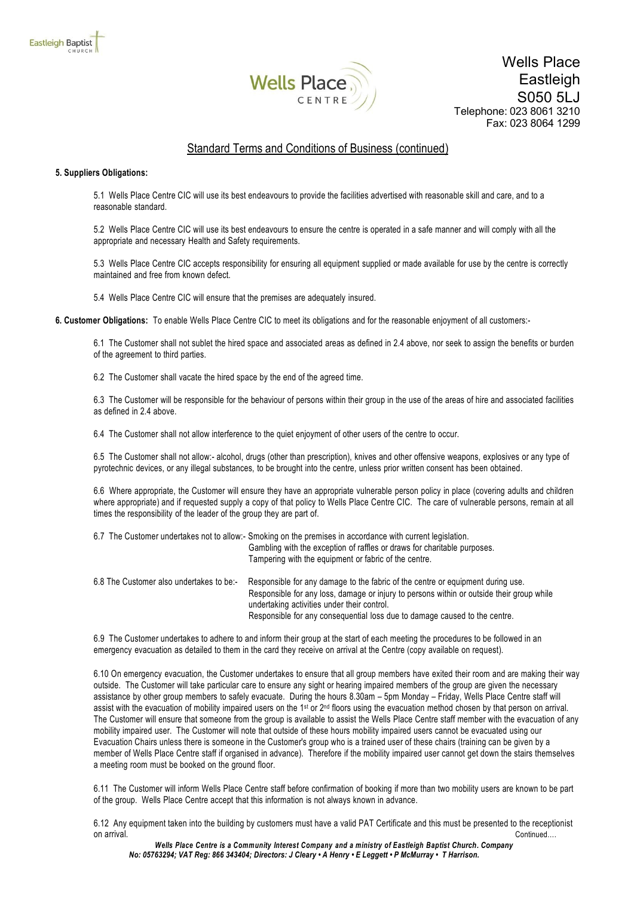Wells Place
Eastleigh
S050 5LJ
Telephone: 023 8061 3210
Fax: 023 8064 1299

## Standard Terms and Conditions of Business (continued)

**5. Suppliers Obligations:**

5.1 Wells Place Centre CIC will use its best endeavours to provide the facilities advertised with reasonable skill and care, and to a reasonable standard.

5.2 Wells Place Centre CIC will use its best endeavours to ensure the centre is operated in a safe manner and will comply with all the appropriate and necessary Health and Safety requirements.

5.3 Wells Place Centre CIC accepts responsibility for ensuring all equipment supplied or made available for use by the centre is correctly maintained and free from known defect.

5.4 Wells Place Centre CIC will ensure that the premises are adequately insured.

**6. Customer Obligations:** To enable Wells Place Centre CIC to meet its obligations and for the reasonable enjoyment of all customers:-

6.1 The Customer shall not sublet the hired space and associated areas as defined in 2.4 above, nor seek to assign the benefits or burden of the agreement to third parties.

6.2 The Customer shall vacate the hired space by the end of the agreed time.

6.3 The Customer will be responsible for the behaviour of persons within their group in the use of the areas of hire and associated facilities as defined in 2.4 above.

6.4 The Customer shall not allow interference to the quiet enjoyment of other users of the centre to occur.

6.5 The Customer shall not allow:- alcohol, drugs (other than prescription), knives and other offensive weapons, explosives or any type of pyrotechnic devices, or any illegal substances, to be brought into the centre, unless prior written consent has been obtained.

6.6 Where appropriate, the Customer will ensure they have an appropriate vulnerable person policy in place (covering adults and children where appropriate) and if requested supply a copy of that policy to Wells Place Centre CIC. The care of vulnerable persons, remain at all times the responsibility of the leader of the group they are part of.

6.7 The Customer undertakes not to allow:-
- Smoking on the premises in accordance with current legislation.
- Gambling with the exception of raffles or draws for charitable purposes.
- Tampering with the equipment or fabric of the centre.

6.8 The Customer also undertakes to be:-
- Responsible for any damage to the fabric of the centre or equipment during use.
- Responsible for any loss, damage or injury to persons within or outside their group while undertaking activities under their control.
- Responsible for any consequential loss due to damage caused to the centre.

6.9 The Customer undertakes to adhere to and inform their group at the start of each meeting the procedures to be followed in an emergency evacuation as detailed to them in the card they receive on arrival at the Centre (copy available on request).

6.10 On emergency evacuation, the Customer undertakes to ensure that all group members have exited their room and are making their way outside. The Customer will take particular care to ensure any sight or hearing impaired members of the group are given the necessary assistance by other group members to safely evacuate. During the hours 8.30am – 5pm Monday – Friday, Wells Place Centre staff will assist with the evacuation of mobility impaired users on the 1st or 2nd floors using the evacuation method chosen by that person on arrival. The Customer will ensure that someone from the group is available to assist the Wells Place Centre staff member with the evacuation of any mobility impaired user. The Customer will note that outside of these hours mobility impaired users cannot be evacuated using our Evacuation Chairs unless there is someone in the Customer's group who is a trained user of these chairs (training can be given by a member of Wells Place Centre staff if organised in advance). Therefore if the mobility impaired user cannot get down the stairs themselves a meeting room must be booked on the ground floor.

6.11 The Customer will inform Wells Place Centre staff before confirmation of booking if more than two mobility users are known to be part of the group. Wells Place Centre accept that this information is not always known in advance.

6.12 Any equipment taken into the building by customers must have a valid PAT Certificate and this must be presented to the receptionist on arrival.

Continued….

*Wells Place Centre is a Community Interest Company and a ministry of Eastleigh Baptist Church. Company No: 05763294; VAT Reg: 866 343404; Directors: J Cleary • A Henry • E Leggett • P McMurray • T Harrison.*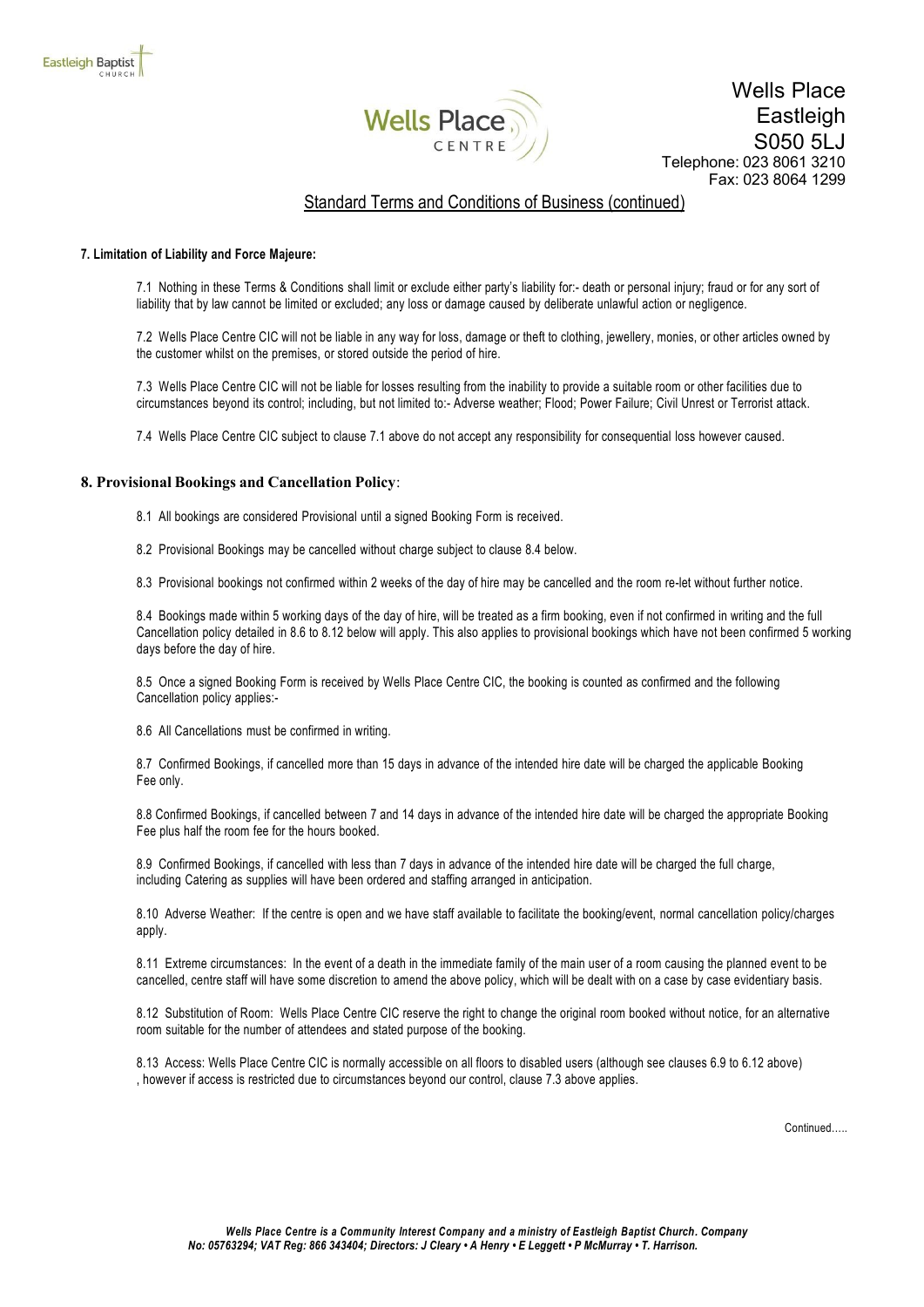## Standard Terms and Conditions of Business (continued)

**7. Limitation of Liability and Force Majeure:**

7.1 Nothing in these Terms & Conditions shall limit or exclude either party's liability for:- death or personal injury; fraud or for any sort of liability that by law cannot be limited or excluded; any loss or damage caused by deliberate unlawful action or negligence.

7.2 Wells Place Centre CIC will not be liable in any way for loss, damage or theft to clothing, jewellery, monies, or other articles owned by the customer whilst on the premises, or stored outside the period of hire.

7.3 Wells Place Centre CIC will not be liable for losses resulting from the inability to provide a suitable room or other facilities due to circumstances beyond its control; including, but not limited to:- Adverse weather; Flood; Power Failure; Civil Unrest or Terrorist attack.

7.4 Wells Place Centre CIC subject to clause 7.1 above do not accept any responsibility for consequential loss however caused.

**8. Provisional Bookings and Cancellation Policy**:

8.1 All bookings are considered Provisional until a signed Booking Form is received.

8.2 Provisional Bookings may be cancelled without charge subject to clause 8.4 below.

8.3 Provisional bookings not confirmed within 2 weeks of the day of hire may be cancelled and the room re-let without further notice.

8.4 Bookings made within 5 working days of the day of hire, will be treated as a firm booking, even if not confirmed in writing and the full Cancellation policy detailed in 8.6 to 8.12 below will apply. This also applies to provisional bookings which have not been confirmed 5 working days before the day of hire.

8.5 Once a signed Booking Form is received by Wells Place Centre CIC, the booking is counted as confirmed and the following Cancellation policy applies:-

8.6 All Cancellations must be confirmed in writing.

8.7 Confirmed Bookings, if cancelled more than 15 days in advance of the intended hire date will be charged the applicable Booking Fee only.

8.8 Confirmed Bookings, if cancelled between 7 and 14 days in advance of the intended hire date will be charged the appropriate Booking Fee plus half the room fee for the hours booked.

8.9 Confirmed Bookings, if cancelled with less than 7 days in advance of the intended hire date will be charged the full charge, including Catering as supplies will have been ordered and staffing arranged in anticipation.

8.10 Adverse Weather: If the centre is open and we have staff available to facilitate the booking/event, normal cancellation policy/charges apply.

8.11 Extreme circumstances: In the event of a death in the immediate family of the main user of a room causing the planned event to be cancelled, centre staff will have some discretion to amend the above policy, which will be dealt with on a case by case evidentiary basis.

8.12 Substitution of Room: Wells Place Centre CIC reserve the right to change the original room booked without notice, for an alternative room suitable for the number of attendees and stated purpose of the booking.

8.13 Access: Wells Place Centre CIC is normally accessible on all floors to disabled users (although see clauses 6.9 to 6.12 above) , however if access is restricted due to circumstances beyond our control, clause 7.3 above applies.

Continued…..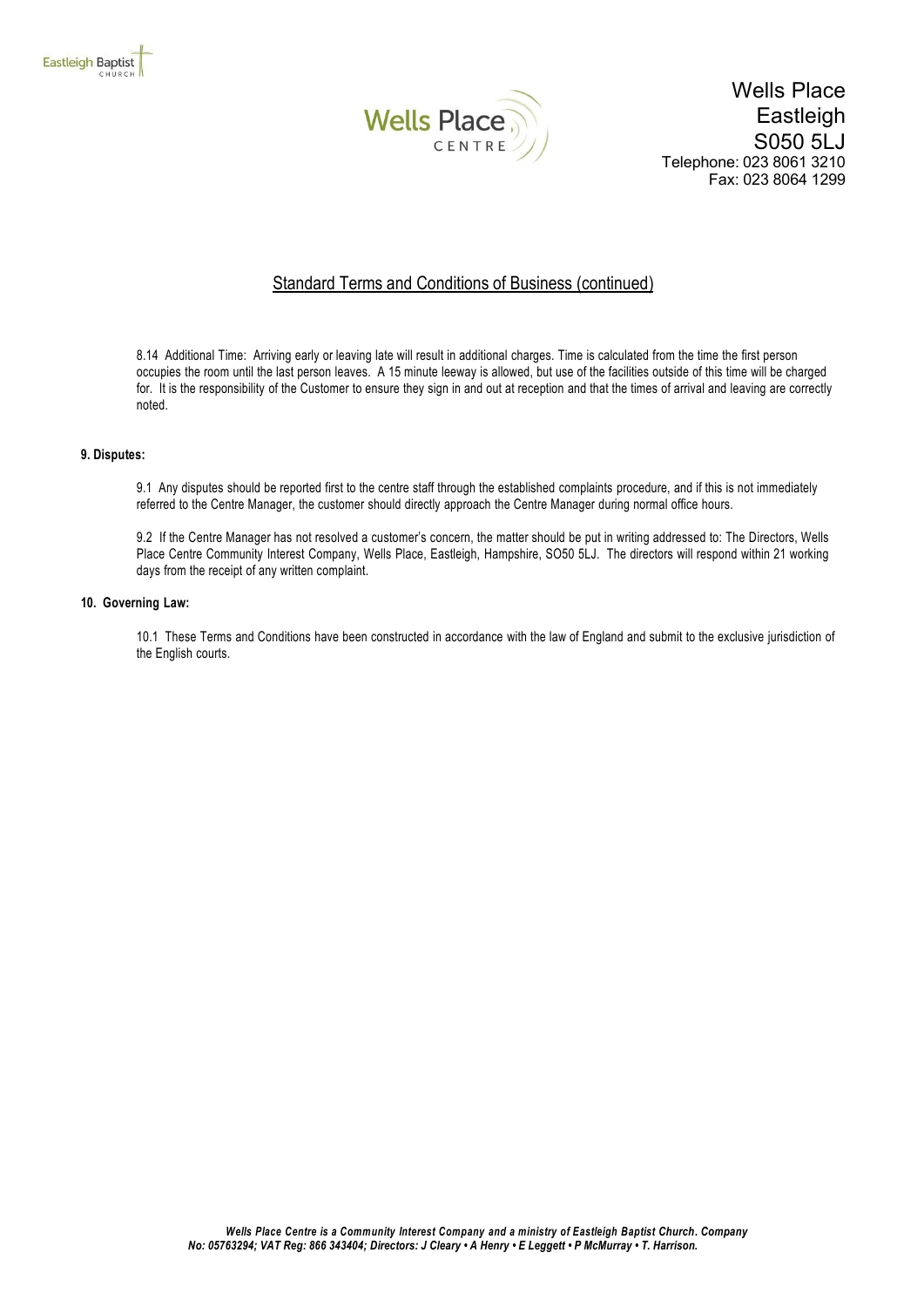Wells Place
Eastleigh
S050 5LJ
Telephone: 023 8061 3210
Fax: 023 8064 1299

## Standard Terms and Conditions of Business (continued)

8.14 Additional Time: Arriving early or leaving late will result in additional charges. Time is calculated from the time the first person occupies the room until the last person leaves. A 15 minute leeway is allowed, but use of the facilities outside of this time will be charged for. It is the responsibility of the Customer to ensure they sign in and out at reception and that the times of arrival and leaving are correctly noted.

**9. Disputes:**

9.1 Any disputes should be reported first to the centre staff through the established complaints procedure, and if this is not immediately referred to the Centre Manager, the customer should directly approach the Centre Manager during normal office hours.

9.2 If the Centre Manager has not resolved a customer's concern, the matter should be put in writing addressed to: The Directors, Wells Place Centre Community Interest Company, Wells Place, Eastleigh, Hampshire, SO50 5LJ. The directors will respond within 21 working days from the receipt of any written complaint.

**10. Governing Law:**

10.1 These Terms and Conditions have been constructed in accordance with the law of England and submit to the exclusive jurisdiction of the English courts.

***Wells Place Centre is a Community Interest Company and a ministry of Eastleigh Baptist Church. Company No: 05763294; VAT Reg: 866 343404; Directors: J Cleary • A Henry • E Leggett • P McMurray • T. Harrison.***